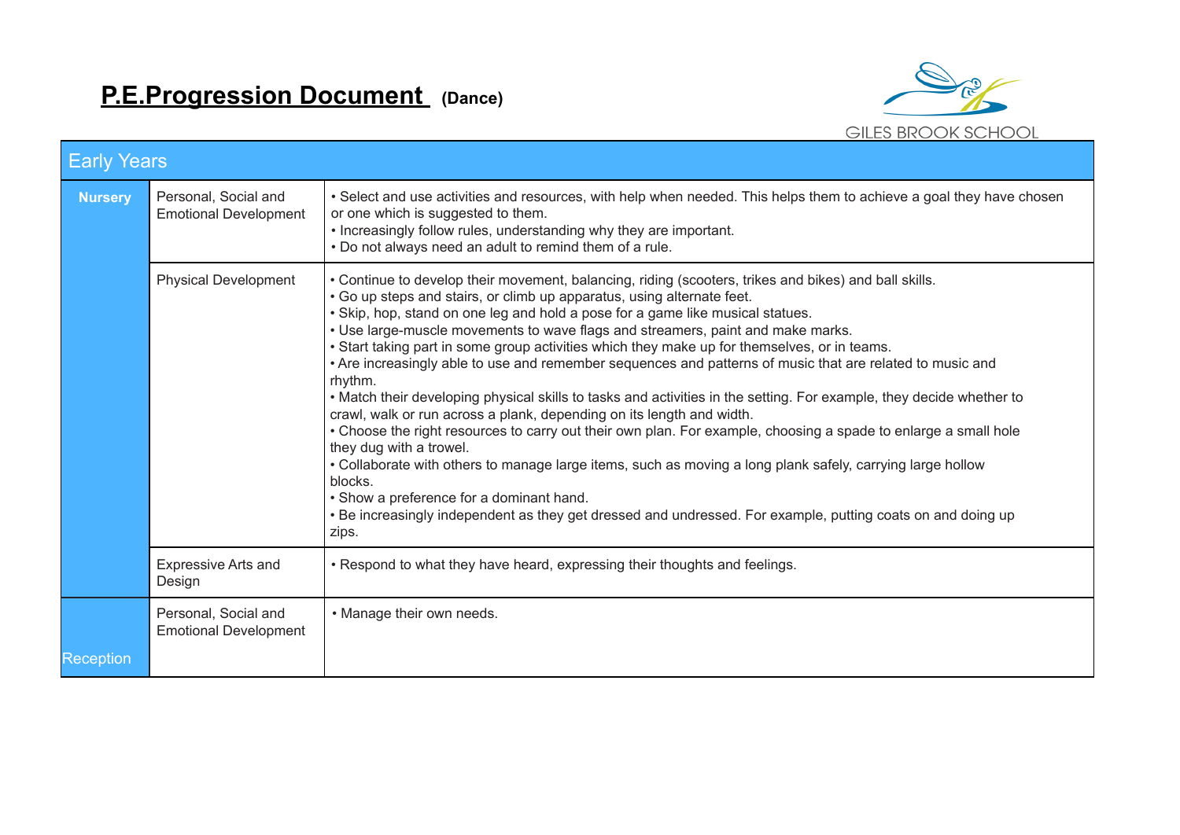# P.E.Progression Document (Dance)

GILES BROOK SCHOOL

| Early Years | | |
|---|---|---|
| **Nursery** | Personal, Social and Emotional Development | • Select and use activities and resources, with help when needed. This helps them to achieve a goal they have chosen or one which is suggested to them.<br>• Increasingly follow rules, understanding why they are important.<br>• Do not always need an adult to remind them of a rule. |
| | Physical Development | • Continue to develop their movement, balancing, riding (scooters, trikes and bikes) and ball skills.<br>• Go up steps and stairs, or climb up apparatus, using alternate feet.<br>• Skip, hop, stand on one leg and hold a pose for a game like musical statues.<br>• Use large-muscle movements to wave flags and streamers, paint and make marks.<br>• Start taking part in some group activities which they make up for themselves, or in teams.<br>• Are increasingly able to use and remember sequences and patterns of music that are related to music and rhythm.<br>• Match their developing physical skills to tasks and activities in the setting. For example, they decide whether to crawl, walk or run across a plank, depending on its length and width.<br>• Choose the right resources to carry out their own plan. For example, choosing a spade to enlarge a small hole they dug with a trowel.<br>• Collaborate with others to manage large items, such as moving a long plank safely, carrying large hollow blocks.<br>• Show a preference for a dominant hand.<br>• Be increasingly independent as they get dressed and undressed. For example, putting coats on and doing up zips. |
| | Expressive Arts and Design | • Respond to what they have heard, expressing their thoughts and feelings. |
| Reception | Personal, Social and Emotional Development | • Manage their own needs. |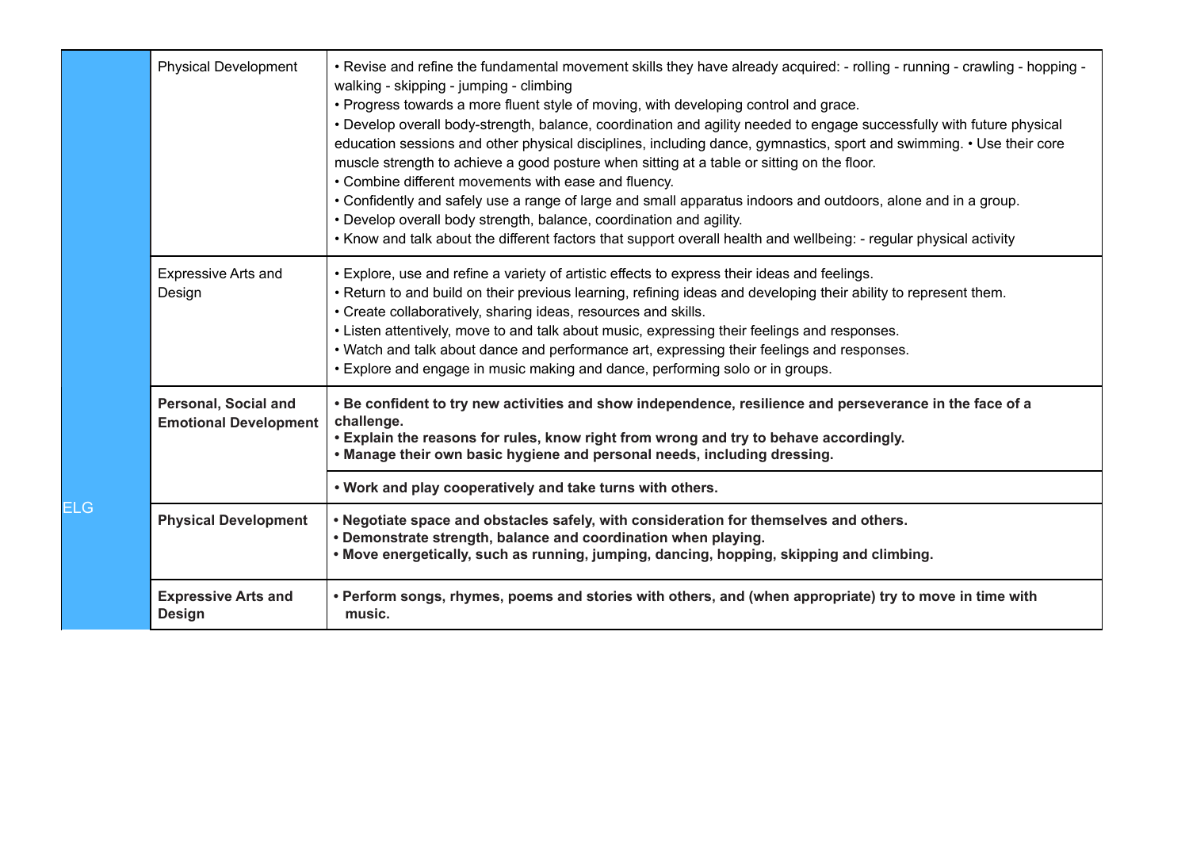| | | |
|---|---|---|
| | Physical Development | • Revise and refine the fundamental movement skills they have already acquired: - rolling - running - crawling - hopping - walking - skipping - jumping - climbing<br>• Progress towards a more fluent style of moving, with developing control and grace.<br>• Develop overall body-strength, balance, coordination and agility needed to engage successfully with future physical education sessions and other physical disciplines, including dance, gymnastics, sport and swimming. • Use their core muscle strength to achieve a good posture when sitting at a table or sitting on the floor.<br>• Combine different movements with ease and fluency.<br>• Confidently and safely use a range of large and small apparatus indoors and outdoors, alone and in a group.<br>• Develop overall body strength, balance, coordination and agility.<br>• Know and talk about the different factors that support overall health and wellbeing: - regular physical activity |
| | Expressive Arts and Design | • Explore, use and refine a variety of artistic effects to express their ideas and feelings.<br>• Return to and build on their previous learning, refining ideas and developing their ability to represent them.<br>• Create collaboratively, sharing ideas, resources and skills.<br>• Listen attentively, move to and talk about music, expressing their feelings and responses.<br>• Watch and talk about dance and performance art, expressing their feelings and responses.<br>• Explore and engage in music making and dance, performing solo or in groups. |
| ELG | **Personal, Social and Emotional Development** | **• Be confident to try new activities and show independence, resilience and perseverance in the face of a challenge.**<br>**• Explain the reasons for rules, know right from wrong and try to behave accordingly.**<br>**• Manage their own basic hygiene and personal needs, including dressing.** |
| | | **• Work and play cooperatively and take turns with others.** |
| | **Physical Development** | **• Negotiate space and obstacles safely, with consideration for themselves and others.**<br>**• Demonstrate strength, balance and coordination when playing.**<br>**• Move energetically, such as running, jumping, dancing, hopping, skipping and climbing.** |
| | **Expressive Arts and Design** | **• Perform songs, rhymes, poems and stories with others, and (when appropriate) try to move in time with music.** |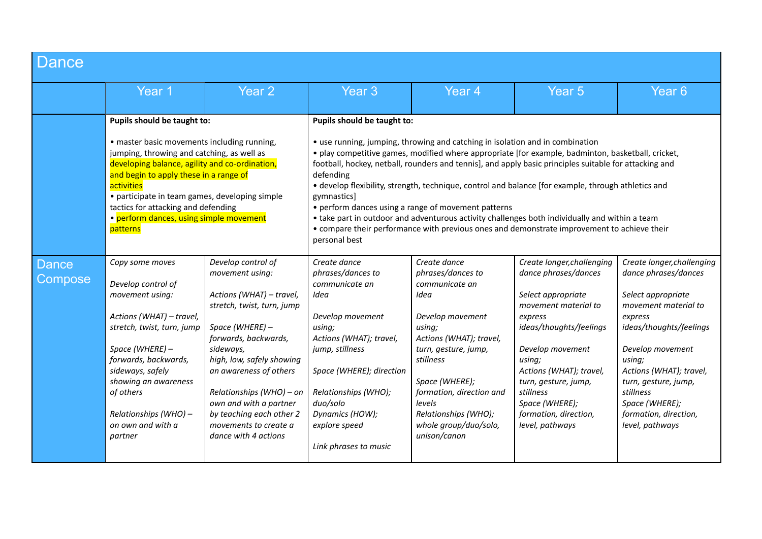| Dance | | | | | | |
|---|---|---|---|---|---|---|
| | Year 1 | Year 2 | Year 3 | Year 4 | Year 5 | Year 6 |
| | **Pupils should be taught to:**<br><br>• master basic movements including running, jumping, throwing and catching, as well as developing balance, agility and co-ordination, and begin to apply these in a range of activities<br>• participate in team games, developing simple tactics for attacking and defending<br>• perform dances, using simple movement patterns | | **Pupils should be taught to:**<br><br>• use running, jumping, throwing and catching in isolation and in combination<br>• play competitive games, modified where appropriate [for example, badminton, basketball, cricket, football, hockey, netball, rounders and tennis], and apply basic principles suitable for attacking and defending<br>• develop flexibility, strength, technique, control and balance [for example, through athletics and gymnastics]<br>• perform dances using a range of movement patterns<br>• take part in outdoor and adventurous activity challenges both individually and within a team<br>• compare their performance with previous ones and demonstrate improvement to achieve their personal best | | | |
| Dance Compose | *Copy some moves*<br><br>*Develop control of movement using:*<br><br>*Actions (WHAT) – travel, stretch, twist, turn, jump*<br><br>*Space (WHERE) – forwards, backwards, sideways, safely showing an awareness of others*<br><br>*Relationships (WHO) – on own and with a partner* | *Develop control of movement using:*<br><br>*Actions (WHAT) – travel, stretch, twist, turn, jump*<br><br>*Space (WHERE) – forwards, backwards, sideways, high, low, safely showing an awareness of others*<br><br>*Relationships (WHO) – on own and with a partner by teaching each other 2 movements to create a dance with 4 actions* | *Create dance phrases/dances to communicate an Idea*<br><br>*Develop movement using;*<br>*Actions (WHAT); travel, jump, stillness*<br><br>*Space (WHERE); direction*<br><br>*Relationships (WHO); duo/solo*<br>*Dynamics (HOW); explore speed*<br><br>*Link phrases to music* | *Create dance phrases/dances to communicate an Idea*<br><br>*Develop movement using;*<br>*Actions (WHAT); travel, turn, gesture, jump, stillness*<br><br>*Space (WHERE); formation, direction and levels*<br>*Relationships (WHO); whole group/duo/solo, unison/canon* | *Create longer,challenging dance phrases/dances*<br><br>*Select appropriate movement material to express ideas/thoughts/feelings*<br><br>*Develop movement using;*<br>*Actions (WHAT); travel, turn, gesture, jump, stillness*<br>*Space (WHERE); formation, direction, level, pathways* | *Create longer,challenging dance phrases/dances*<br><br>*Select appropriate movement material to express ideas/thoughts/feelings*<br><br>*Develop movement using;*<br>*Actions (WHAT); travel, turn, gesture, jump, stillness*<br>*Space (WHERE); formation, direction, level, pathways* |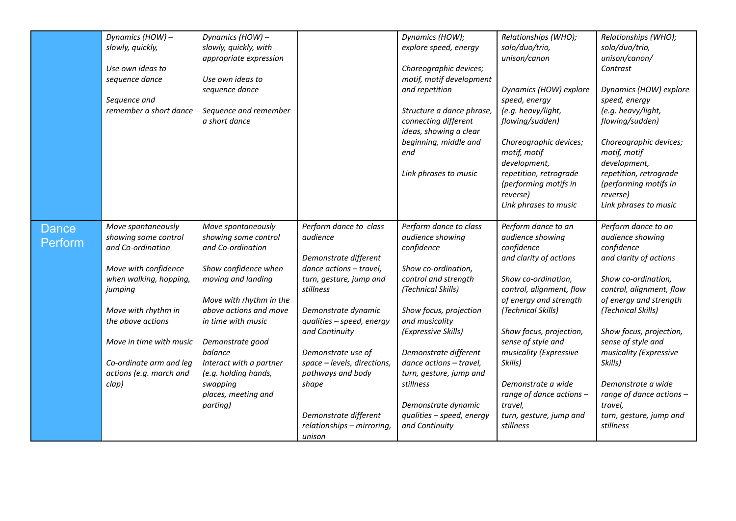| | | | | | | |
|---|---|---|---|---|---|---|
| | *Dynamics (HOW) – slowly, quickly,*<br><br>*Use own ideas to sequence dance*<br><br>*Sequence and remember a short dance* | *Dynamics (HOW) – slowly, quickly, with appropriate expression*<br><br>*Use own ideas to sequence dance*<br><br>*Sequence and remember a short dance* | | *Dynamics (HOW); explore speed, energy*<br><br>*Choreographic devices; motif, motif development and repetition*<br><br>*Structure a dance phrase, connecting different ideas, showing a clear beginning, middle and end*<br><br>*Link phrases to music* | *Relationships (WHO); solo/duo/trio, unison/canon*<br><br>*Dynamics (HOW) explore speed, energy (e.g. heavy/light, flowing/sudden)*<br><br>*Choreographic devices; motif, motif development, repetition, retrograde (performing motifs in reverse)*<br>*Link phrases to music* | *Relationships (WHO); solo/duo/trio, unison/canon/ Contrast*<br><br>*Dynamics (HOW) explore speed, energy (e.g. heavy/light, flowing/sudden)*<br><br>*Choreographic devices; motif, motif development, repetition, retrograde (performing motifs in reverse)*<br>*Link phrases to music* |
| Dance Perform | *Move spontaneously showing some control and Co-ordination*<br><br>*Move with confidence when walking, hopping, jumping*<br><br>*Move with rhythm in the above actions*<br><br>*Move in time with music*<br><br>*Co-ordinate arm and leg actions (e.g. march and clap)* | *Move spontaneously showing some control and Co-ordination*<br><br>*Show confidence when moving and landing*<br><br>*Move with rhythm in the above actions and move in time with music*<br><br>*Demonstrate good balance*<br>*Interact with a partner (e.g. holding hands, swapping places, meeting and parting)* | *Perform dance to class audience*<br><br>*Demonstrate different dance actions – travel, turn, gesture, jump and stillness*<br><br>*Demonstrate dynamic qualities – speed, energy and Continuity*<br><br>*Demonstrate use of space – levels, directions, pathways and body shape*<br><br>*Demonstrate different relationships – mirroring, unison* | *Perform dance to class audience showing confidence*<br><br>*Show co-ordination, control and strength (Technical Skills)*<br><br>*Show focus, projection and musicality (Expressive Skills)*<br><br>*Demonstrate different dance actions – travel, turn, gesture, jump and stillness*<br><br>*Demonstrate dynamic qualities – speed, energy and Continuity* | *Perform dance to an audience showing confidence and clarity of actions*<br><br>*Show co-ordination, control, alignment, flow of energy and strength (Technical Skills)*<br><br>*Show focus, projection, sense of style and musicality (Expressive Skills)*<br><br>*Demonstrate a wide range of dance actions – travel, turn, gesture, jump and stillness* | *Perform dance to an audience showing confidence and clarity of actions*<br><br>*Show co-ordination, control, alignment, flow of energy and strength (Technical Skills)*<br><br>*Show focus, projection, sense of style and musicality (Expressive Skills)*<br><br>*Demonstrate a wide range of dance actions – travel, turn, gesture, jump and stillness* |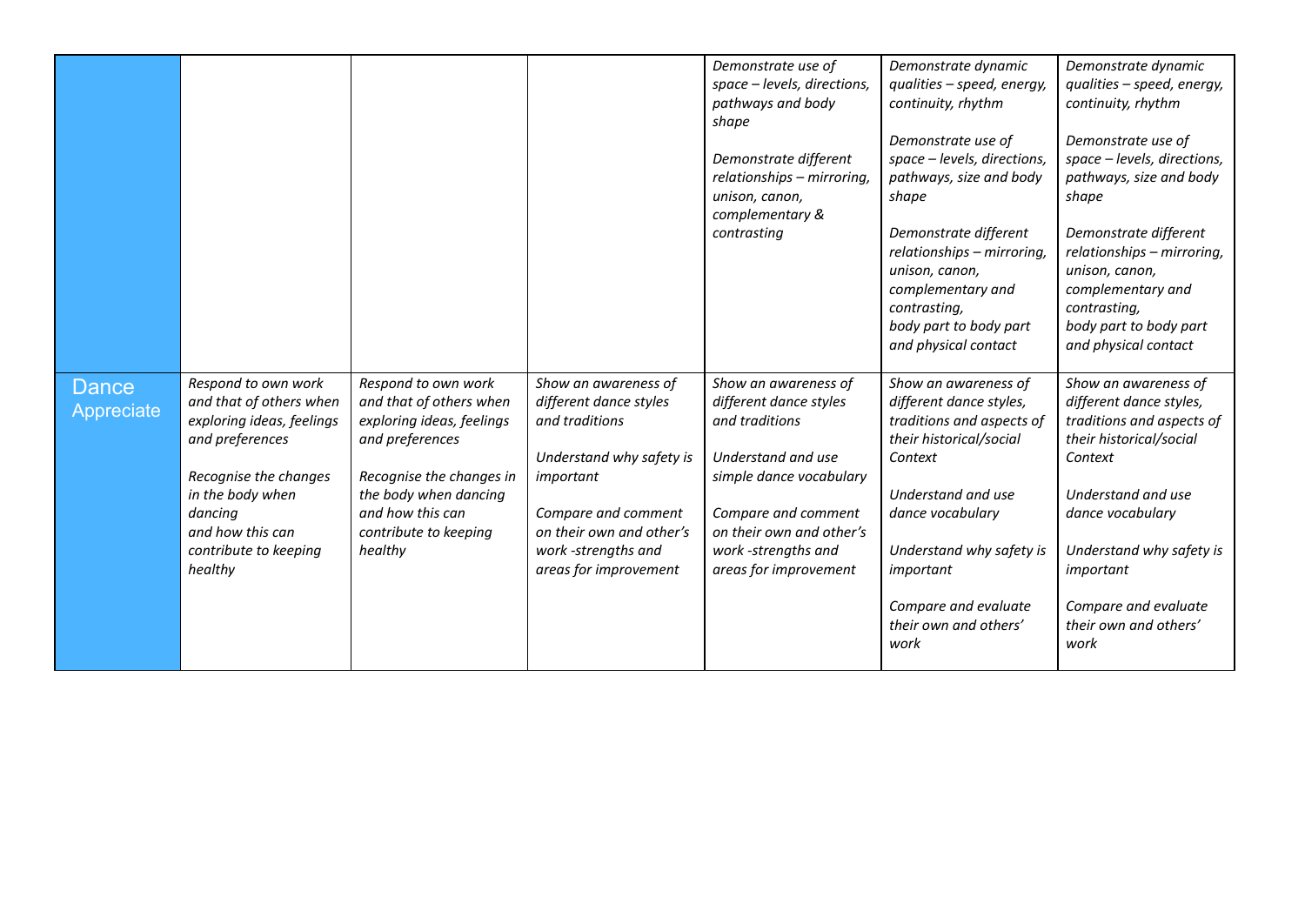| | | | | | | |
|---|---|---|---|---|---|---|
| | | | | *Demonstrate use of space – levels, directions, pathways and body shape*<br><br>*Demonstrate different relationships – mirroring, unison, canon, complementary & contrasting* | *Demonstrate dynamic qualities – speed, energy, continuity, rhythm*<br><br>*Demonstrate use of space – levels, directions, pathways, size and body shape*<br><br>*Demonstrate different relationships – mirroring, unison, canon, complementary and contrasting, body part to body part and physical contact* | *Demonstrate dynamic qualities – speed, energy, continuity, rhythm*<br><br>*Demonstrate use of space – levels, directions, pathways, size and body shape*<br><br>*Demonstrate different relationships – mirroring, unison, canon, complementary and contrasting, body part to body part and physical contact* |
| Dance Appreciate | *Respond to own work and that of others when exploring ideas, feelings and preferences*<br><br>*Recognise the changes in the body when dancing and how this can contribute to keeping healthy* | *Respond to own work and that of others when exploring ideas, feelings and preferences*<br><br>*Recognise the changes in the body when dancing and how this can contribute to keeping healthy* | *Show an awareness of different dance styles and traditions*<br><br>*Understand why safety is important*<br><br>*Compare and comment on their own and other's work -strengths and areas for improvement* | *Show an awareness of different dance styles and traditions*<br><br>*Understand and use simple dance vocabulary*<br><br>*Compare and comment on their own and other's work -strengths and areas for improvement* | *Show an awareness of different dance styles, traditions and aspects of their historical/social Context*<br><br>*Understand and use dance vocabulary*<br><br>*Understand why safety is important*<br><br>*Compare and evaluate their own and others' work* | *Show an awareness of different dance styles, traditions and aspects of their historical/social Context*<br><br>*Understand and use dance vocabulary*<br><br>*Understand why safety is important*<br><br>*Compare and evaluate their own and others' work* |